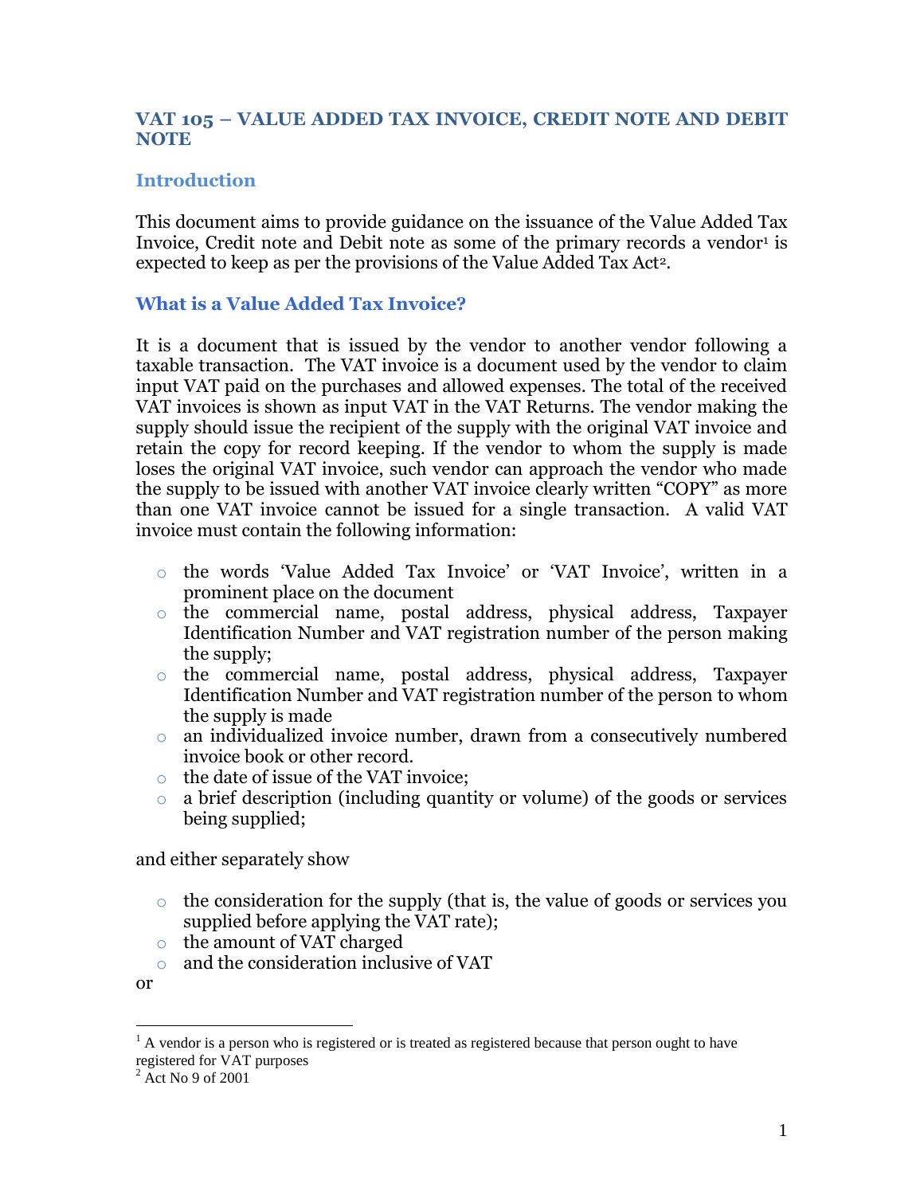## VAT 105 – VALUE ADDED TAX INVOICE, CREDIT NOTE AND DEBIT NOTE

### Introduction

This document aims to provide guidance on the issuance of the Value Added Tax Invoice, Credit note and Debit note as some of the primary records a vendor[1] is expected to keep as per the provisions of the Value Added Tax Act[2].

### What is a Value Added Tax Invoice?

It is a document that is issued by the vendor to another vendor following a taxable transaction. The VAT invoice is a document used by the vendor to claim input VAT paid on the purchases and allowed expenses. The total of the received VAT invoices is shown as input VAT in the VAT Returns. The vendor making the supply should issue the recipient of the supply with the original VAT invoice and retain the copy for record keeping. If the vendor to whom the supply is made loses the original VAT invoice, such vendor can approach the vendor who made the supply to be issued with another VAT invoice clearly written "COPY" as more than one VAT invoice cannot be issued for a single transaction. A valid VAT invoice must contain the following information:

- the words 'Value Added Tax Invoice' or 'VAT Invoice', written in a prominent place on the document
- the commercial name, postal address, physical address, Taxpayer Identification Number and VAT registration number of the person making the supply;
- the commercial name, postal address, physical address, Taxpayer Identification Number and VAT registration number of the person to whom the supply is made
- an individualized invoice number, drawn from a consecutively numbered invoice book or other record.
- the date of issue of the VAT invoice;
- a brief description (including quantity or volume) of the goods or services being supplied;

and either separately show

- the consideration for the supply (that is, the value of goods or services you supplied before applying the VAT rate);
- the amount of VAT charged
- and the consideration inclusive of VAT

or

[1] A vendor is a person who is registered or is treated as registered because that person ought to have registered for VAT purposes

[2] Act No 9 of 2001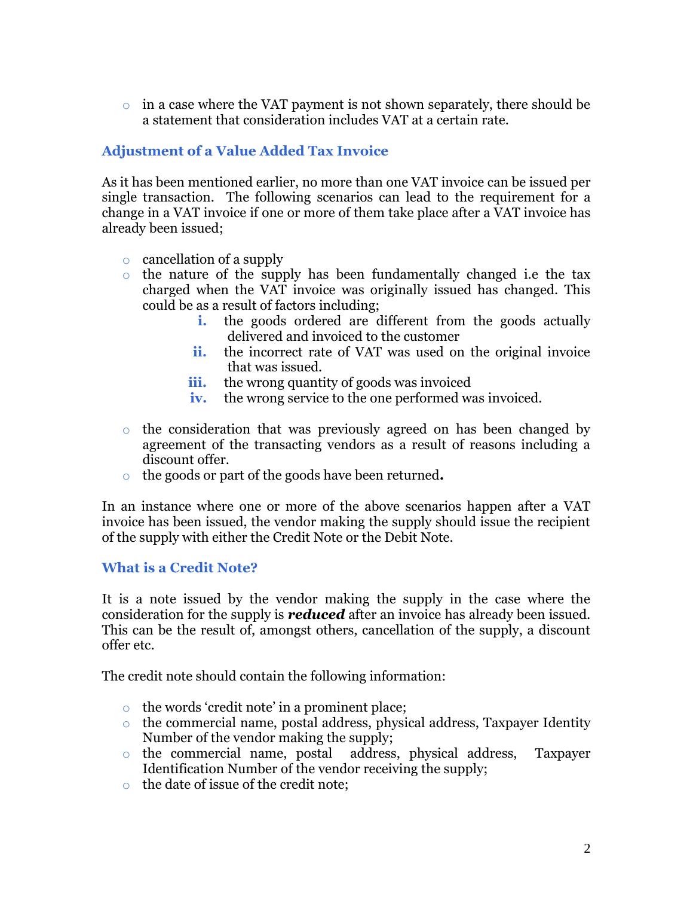- in a case where the VAT payment is not shown separately, there should be a statement that consideration includes VAT at a certain rate.

## Adjustment of a Value Added Tax Invoice

As it has been mentioned earlier, no more than one VAT invoice can be issued per single transaction. The following scenarios can lead to the requirement for a change in a VAT invoice if one or more of them take place after a VAT invoice has already been issued;

- cancellation of a supply
- the nature of the supply has been fundamentally changed i.e the tax charged when the VAT invoice was originally issued has changed. This could be as a result of factors including;
    i. the goods ordered are different from the goods actually delivered and invoiced to the customer
    ii. the incorrect rate of VAT was used on the original invoice that was issued.
    iii. the wrong quantity of goods was invoiced
    iv. the wrong service to the one performed was invoiced.

- the consideration that was previously agreed on has been changed by agreement of the transacting vendors as a result of reasons including a discount offer.
- the goods or part of the goods have been returned**.**

In an instance where one or more of the above scenarios happen after a VAT invoice has been issued, the vendor making the supply should issue the recipient of the supply with either the Credit Note or the Debit Note.

## What is a Credit Note?

It is a note issued by the vendor making the supply in the case where the consideration for the supply is ***reduced*** after an invoice has already been issued. This can be the result of, amongst others, cancellation of the supply, a discount offer etc.

The credit note should contain the following information:

- the words 'credit note' in a prominent place;
- the commercial name, postal address, physical address, Taxpayer Identity Number of the vendor making the supply;
- the commercial name, postal address, physical address, Taxpayer Identification Number of the vendor receiving the supply;
- the date of issue of the credit note;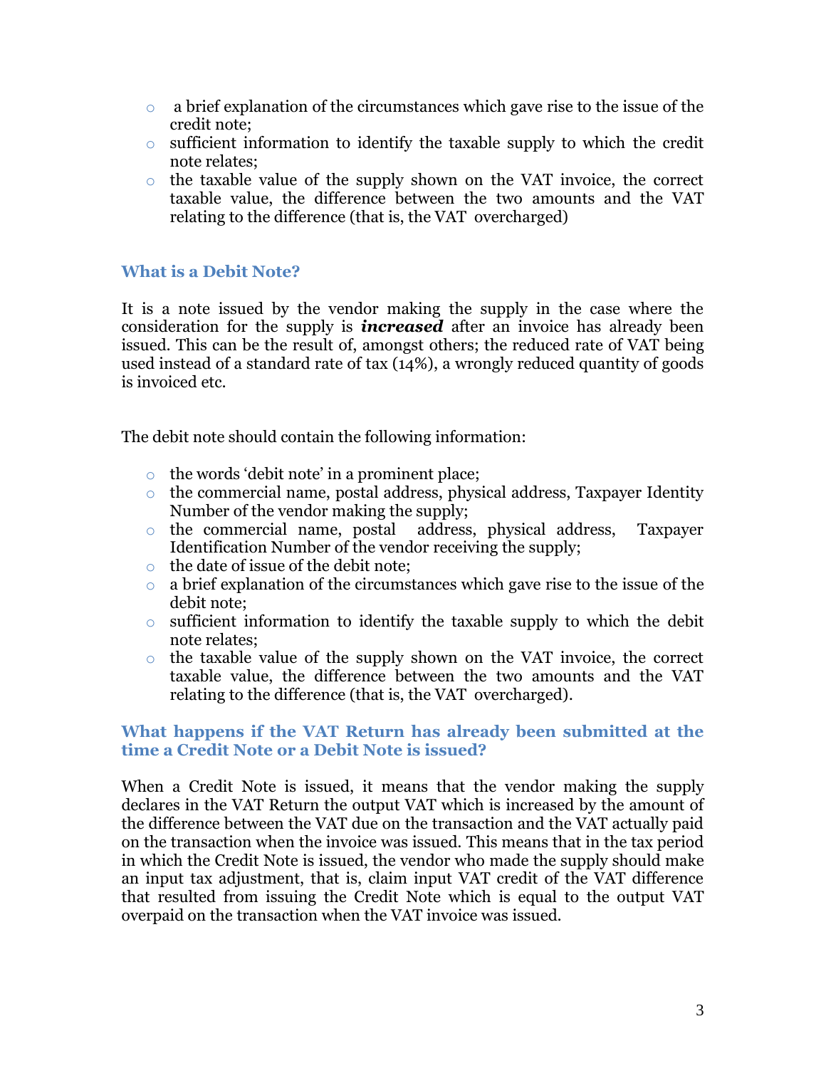- a brief explanation of the circumstances which gave rise to the issue of the credit note;
- sufficient information to identify the taxable supply to which the credit note relates;
- the taxable value of the supply shown on the VAT invoice, the correct taxable value, the difference between the two amounts and the VAT relating to the difference (that is, the VAT overcharged)

### What is a Debit Note?

It is a note issued by the vendor making the supply in the case where the consideration for the supply is ***increased*** after an invoice has already been issued. This can be the result of, amongst others; the reduced rate of VAT being used instead of a standard rate of tax (14%), a wrongly reduced quantity of goods is invoiced etc.

The debit note should contain the following information:

- the words 'debit note' in a prominent place;
- the commercial name, postal address, physical address, Taxpayer Identity Number of the vendor making the supply;
- the commercial name, postal address, physical address, Taxpayer Identification Number of the vendor receiving the supply;
- the date of issue of the debit note;
- a brief explanation of the circumstances which gave rise to the issue of the debit note;
- sufficient information to identify the taxable supply to which the debit note relates;
- the taxable value of the supply shown on the VAT invoice, the correct taxable value, the difference between the two amounts and the VAT relating to the difference (that is, the VAT overcharged).

### What happens if the VAT Return has already been submitted at the time a Credit Note or a Debit Note is issued?

When a Credit Note is issued, it means that the vendor making the supply declares in the VAT Return the output VAT which is increased by the amount of the difference between the VAT due on the transaction and the VAT actually paid on the transaction when the invoice was issued. This means that in the tax period in which the Credit Note is issued, the vendor who made the supply should make an input tax adjustment, that is, claim input VAT credit of the VAT difference that resulted from issuing the Credit Note which is equal to the output VAT overpaid on the transaction when the VAT invoice was issued.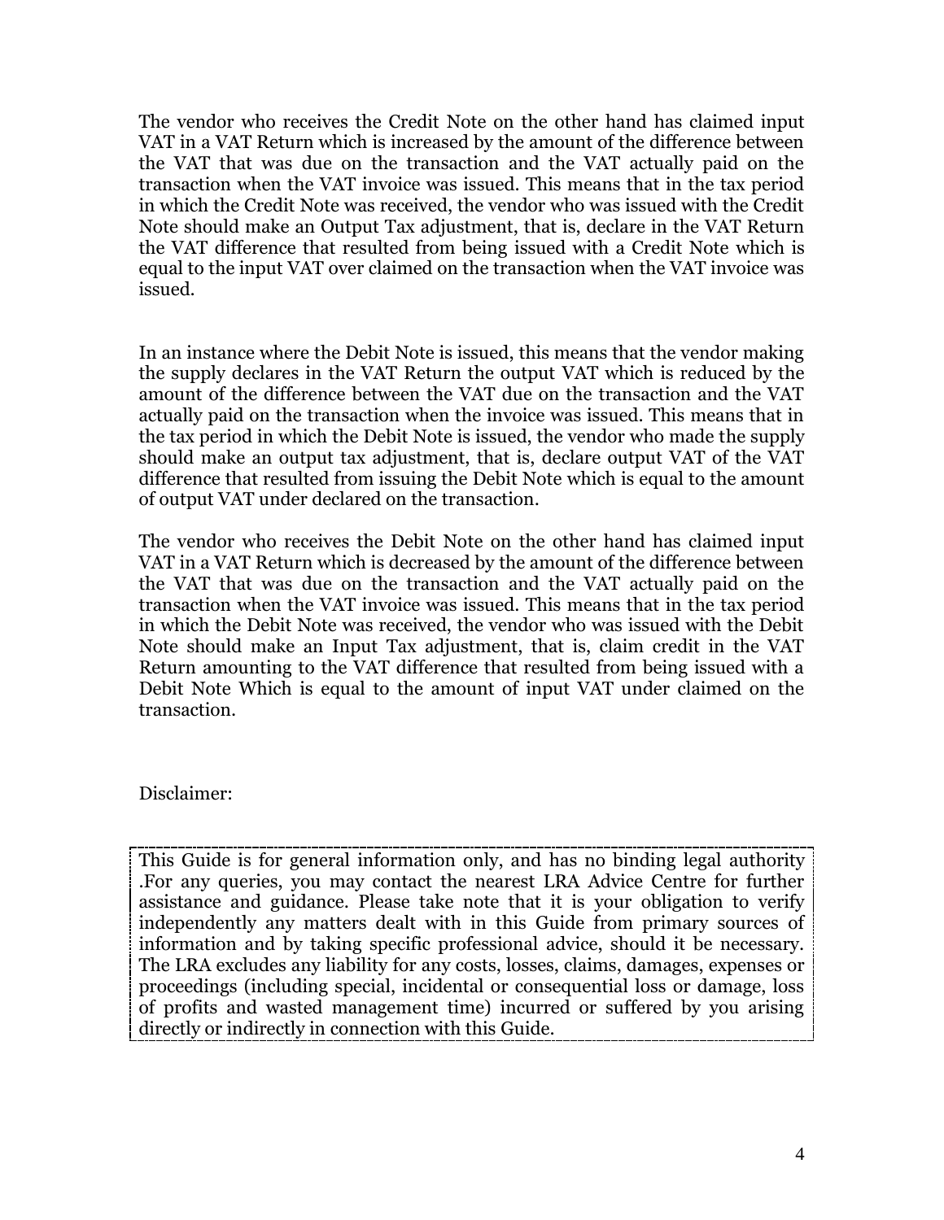The vendor who receives the Credit Note on the other hand has claimed input VAT in a VAT Return which is increased by the amount of the difference between the VAT that was due on the transaction and the VAT actually paid on the transaction when the VAT invoice was issued. This means that in the tax period in which the Credit Note was received, the vendor who was issued with the Credit Note should make an Output Tax adjustment, that is, declare in the VAT Return the VAT difference that resulted from being issued with a Credit Note which is equal to the input VAT over claimed on the transaction when the VAT invoice was issued.

In an instance where the Debit Note is issued, this means that the vendor making the supply declares in the VAT Return the output VAT which is reduced by the amount of the difference between the VAT due on the transaction and the VAT actually paid on the transaction when the invoice was issued. This means that in the tax period in which the Debit Note is issued, the vendor who made the supply should make an output tax adjustment, that is, declare output VAT of the VAT difference that resulted from issuing the Debit Note which is equal to the amount of output VAT under declared on the transaction.

The vendor who receives the Debit Note on the other hand has claimed input VAT in a VAT Return which is decreased by the amount of the difference between the VAT that was due on the transaction and the VAT actually paid on the transaction when the VAT invoice was issued. This means that in the tax period in which the Debit Note was received, the vendor who was issued with the Debit Note should make an Input Tax adjustment, that is, claim credit in the VAT Return amounting to the VAT difference that resulted from being issued with a Debit Note Which is equal to the amount of input VAT under claimed on the transaction.

Disclaimer:

This Guide is for general information only, and has no binding legal authority .For any queries, you may contact the nearest LRA Advice Centre for further assistance and guidance. Please take note that it is your obligation to verify independently any matters dealt with in this Guide from primary sources of information and by taking specific professional advice, should it be necessary. The LRA excludes any liability for any costs, losses, claims, damages, expenses or proceedings (including special, incidental or consequential loss or damage, loss of profits and wasted management time) incurred or suffered by you arising directly or indirectly in connection with this Guide.